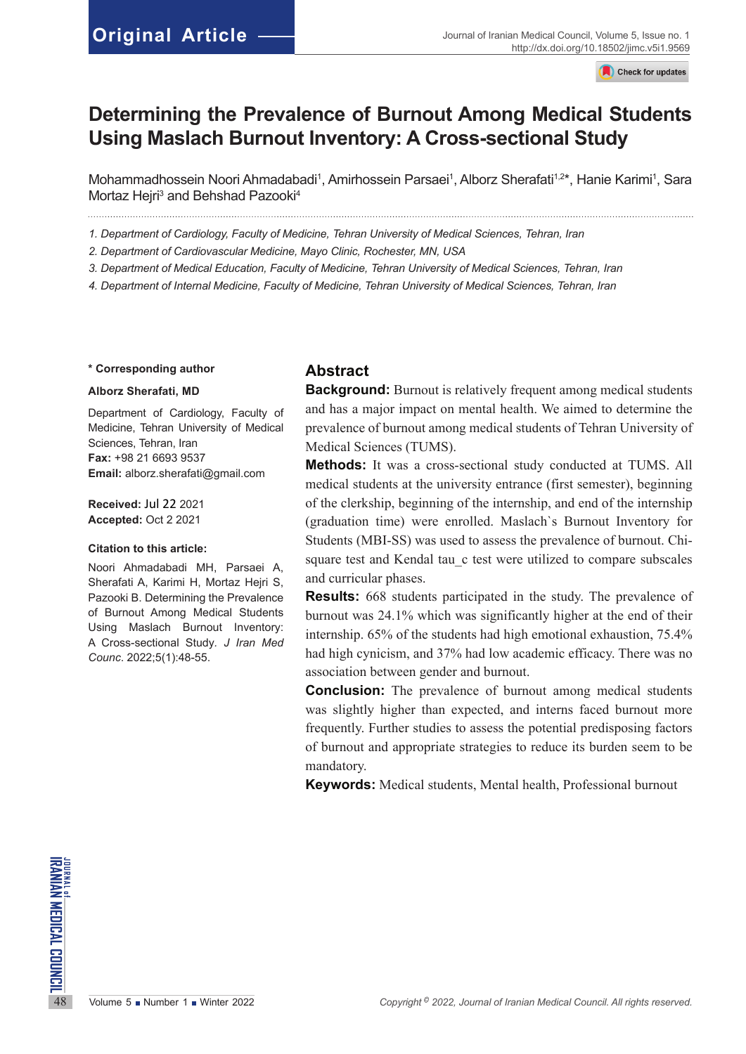Original Article

# Determining the Prevalence of Burnout Among Medical Students Using Maslach Burnout Inventory: A Cross-sectional Study

Mohammadhossein Noori Ahmadabadi[1], Amirhossein Parsaei[1], Alborz Sherafati[1,2]*, Hanie Karimi[1], Sara Mortaz Hejri[3] and Behshad Pazooki[4]

*1. Department of Cardiology, Faculty of Medicine, Tehran University of Medical Sciences, Tehran, Iran*

*2. Department of Cardiovascular Medicine, Mayo Clinic, Rochester, MN, USA*

*3. Department of Medical Education, Faculty of Medicine, Tehran University of Medical Sciences, Tehran, Iran*

*4. Department of Internal Medicine, Faculty of Medicine, Tehran University of Medical Sciences, Tehran, Iran*

**\* Corresponding author**

**Alborz Sherafati, MD**

Department of Cardiology, Faculty of Medicine, Tehran University of Medical Sciences, Tehran, Iran
**Fax:** +98 21 6693 9537
**Email:** alborz.sherafati@gmail.com

**Received:** Jul 22 2021
**Accepted:** Oct 2 2021

**Citation to this article:**

Noori Ahmadabadi MH, Parsaei A, Sherafati A, Karimi H, Mortaz Hejri S, Pazooki B. Determining the Prevalence of Burnout Among Medical Students Using Maslach Burnout Inventory: A Cross-sectional Study. *J Iran Med Counc*. 2022;5(1):48-55.

## Abstract

**Background:** Burnout is relatively frequent among medical students and has a major impact on mental health. We aimed to determine the prevalence of burnout among medical students of Tehran University of Medical Sciences (TUMS).

**Methods:** It was a cross-sectional study conducted at TUMS. All medical students at the university entrance (first semester), beginning of the clerkship, beginning of the internship, and end of the internship (graduation time) were enrolled. Maslach`s Burnout Inventory for Students (MBI-SS) was used to assess the prevalence of burnout. Chi-square test and Kendal tau_c test were utilized to compare subscales and curricular phases.

**Results:** 668 students participated in the study. The prevalence of burnout was 24.1% which was significantly higher at the end of their internship. 65% of the students had high emotional exhaustion, 75.4% had high cynicism, and 37% had low academic efficacy. There was no association between gender and burnout.

**Conclusion:** The prevalence of burnout among medical students was slightly higher than expected, and interns faced burnout more frequently. Further studies to assess the potential predisposing factors of burnout and appropriate strategies to reduce its burden seem to be mandatory.

**Keywords:** Medical students, Mental health, Professional burnout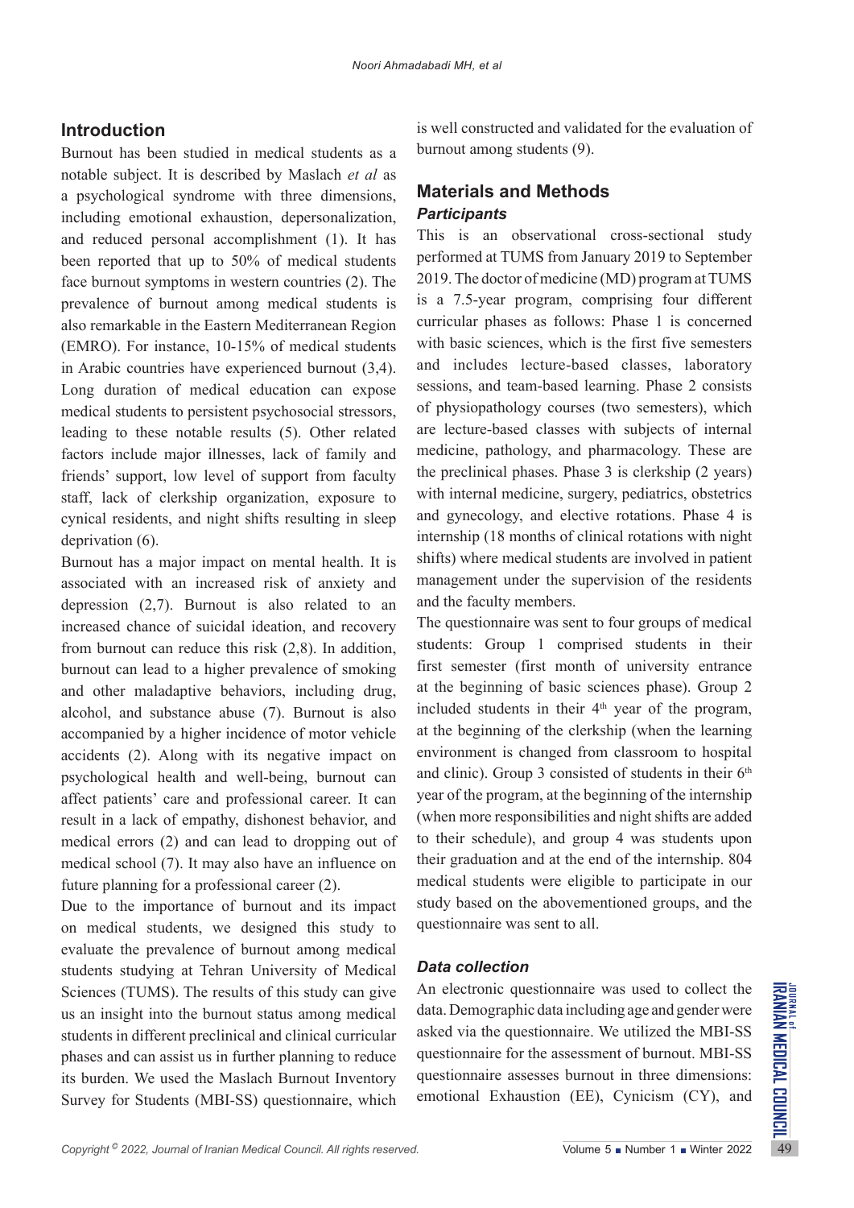## Introduction

Burnout has been studied in medical students as a notable subject. It is described by Maslach *et al* as a psychological syndrome with three dimensions, including emotional exhaustion, depersonalization, and reduced personal accomplishment (1). It has been reported that up to 50% of medical students face burnout symptoms in western countries (2). The prevalence of burnout among medical students is also remarkable in the Eastern Mediterranean Region (EMRO). For instance, 10-15% of medical students in Arabic countries have experienced burnout (3,4). Long duration of medical education can expose medical students to persistent psychosocial stressors, leading to these notable results (5). Other related factors include major illnesses, lack of family and friends' support, low level of support from faculty staff, lack of clerkship organization, exposure to cynical residents, and night shifts resulting in sleep deprivation (6).

Burnout has a major impact on mental health. It is associated with an increased risk of anxiety and depression (2,7). Burnout is also related to an increased chance of suicidal ideation, and recovery from burnout can reduce this risk (2,8). In addition, burnout can lead to a higher prevalence of smoking and other maladaptive behaviors, including drug, alcohol, and substance abuse (7). Burnout is also accompanied by a higher incidence of motor vehicle accidents (2). Along with its negative impact on psychological health and well-being, burnout can affect patients' care and professional career. It can result in a lack of empathy, dishonest behavior, and medical errors (2) and can lead to dropping out of medical school (7). It may also have an influence on future planning for a professional career (2).

Due to the importance of burnout and its impact on medical students, we designed this study to evaluate the prevalence of burnout among medical students studying at Tehran University of Medical Sciences (TUMS). The results of this study can give us an insight into the burnout status among medical students in different preclinical and clinical curricular phases and can assist us in further planning to reduce its burden. We used the Maslach Burnout Inventory Survey for Students (MBI-SS) questionnaire, which is well constructed and validated for the evaluation of burnout among students (9).

## Materials and Methods

### *Participants*

This is an observational cross-sectional study performed at TUMS from January 2019 to September 2019. The doctor of medicine (MD) program at TUMS is a 7.5-year program, comprising four different curricular phases as follows: Phase 1 is concerned with basic sciences, which is the first five semesters and includes lecture-based classes, laboratory sessions, and team-based learning. Phase 2 consists of physiopathology courses (two semesters), which are lecture-based classes with subjects of internal medicine, pathology, and pharmacology. These are the preclinical phases. Phase 3 is clerkship (2 years) with internal medicine, surgery, pediatrics, obstetrics and gynecology, and elective rotations. Phase 4 is internship (18 months of clinical rotations with night shifts) where medical students are involved in patient management under the supervision of the residents and the faculty members.

The questionnaire was sent to four groups of medical students: Group 1 comprised students in their first semester (first month of university entrance at the beginning of basic sciences phase). Group 2 included students in their 4th year of the program, at the beginning of the clerkship (when the learning environment is changed from classroom to hospital and clinic). Group 3 consisted of students in their 6th year of the program, at the beginning of the internship (when more responsibilities and night shifts are added to their schedule), and group 4 was students upon their graduation and at the end of the internship. 804 medical students were eligible to participate in our study based on the abovementioned groups, and the questionnaire was sent to all.

### *Data collection*

An electronic questionnaire was used to collect the data. Demographic data including age and gender were asked via the questionnaire. We utilized the MBI-SS questionnaire for the assessment of burnout. MBI-SS questionnaire assesses burnout in three dimensions: emotional Exhaustion (EE), Cynicism (CY), and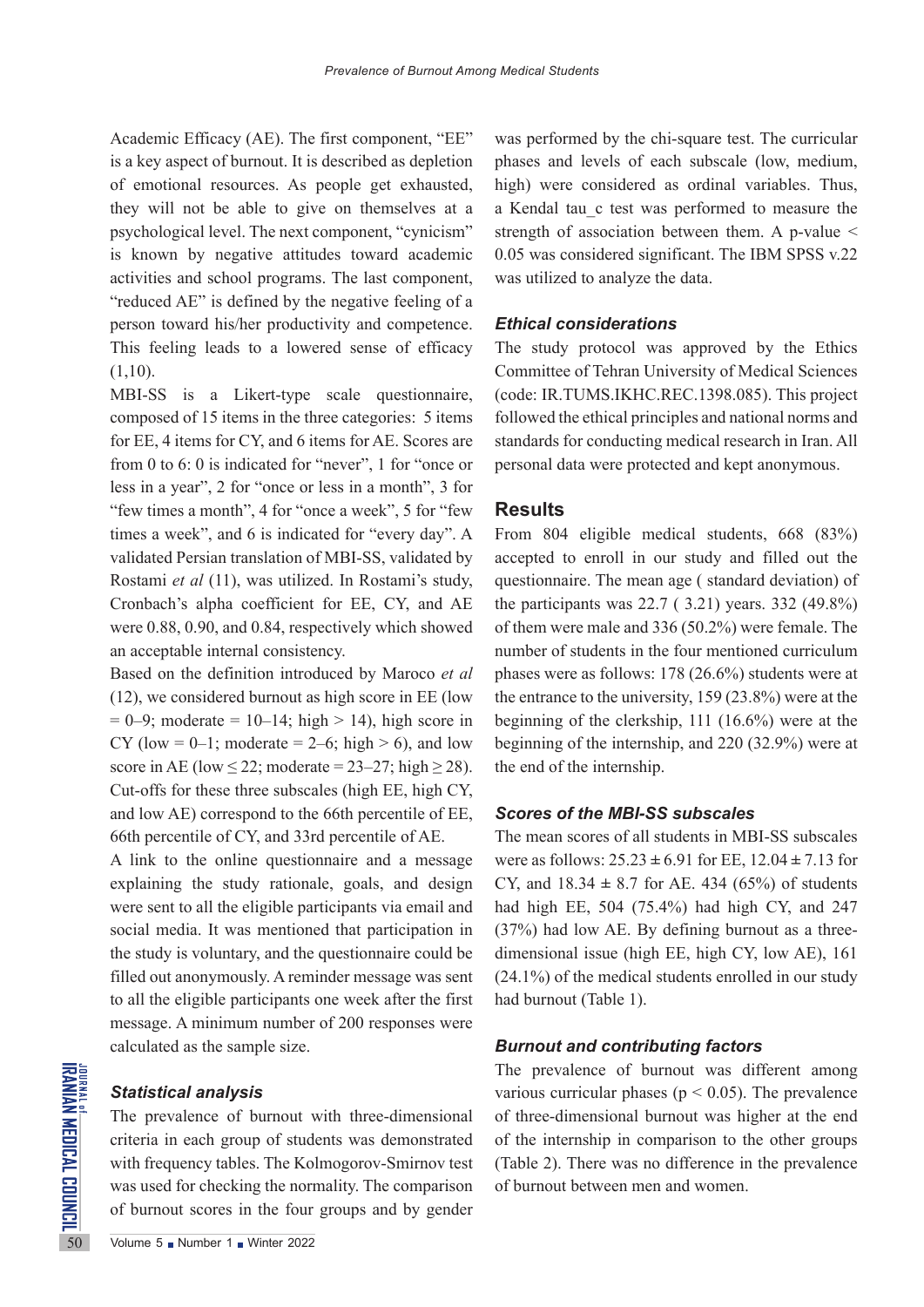Academic Efficacy (AE). The first component, "EE" is a key aspect of burnout. It is described as depletion of emotional resources. As people get exhausted, they will not be able to give on themselves at a psychological level. The next component, "cynicism" is known by negative attitudes toward academic activities and school programs. The last component, "reduced AE" is defined by the negative feeling of a person toward his/her productivity and competence. This feeling leads to a lowered sense of efficacy (1,10).

MBI-SS is a Likert-type scale questionnaire, composed of 15 items in the three categories: 5 items for EE, 4 items for CY, and 6 items for AE. Scores are from 0 to 6: 0 is indicated for "never", 1 for "once or less in a year", 2 for "once or less in a month", 3 for "few times a month", 4 for "once a week", 5 for "few times a week", and 6 is indicated for "every day". A validated Persian translation of MBI-SS, validated by Rostami *et al* (11), was utilized. In Rostami's study, Cronbach's alpha coefficient for EE, CY, and AE were 0.88, 0.90, and 0.84, respectively which showed an acceptable internal consistency.

Based on the definition introduced by Maroco *et al* (12), we considered burnout as high score in EE (low = 0–9; moderate = 10–14; high > 14), high score in CY (low = 0–1; moderate = 2–6; high > 6), and low score in AE (low ≤ 22; moderate = 23–27; high ≥ 28). Cut-offs for these three subscales (high EE, high CY, and low AE) correspond to the 66th percentile of EE, 66th percentile of CY, and 33rd percentile of AE.

A link to the online questionnaire and a message explaining the study rationale, goals, and design were sent to all the eligible participants via email and social media. It was mentioned that participation in the study is voluntary, and the questionnaire could be filled out anonymously. A reminder message was sent to all the eligible participants one week after the first message. A minimum number of 200 responses were calculated as the sample size.

### *Statistical analysis*

The prevalence of burnout with three-dimensional criteria in each group of students was demonstrated with frequency tables. The Kolmogorov-Smirnov test was used for checking the normality. The comparison of burnout scores in the four groups and by gender was performed by the chi-square test. The curricular phases and levels of each subscale (low, medium, high) were considered as ordinal variables. Thus, a Kendal tau_c test was performed to measure the strength of association between them. A p-value < 0.05 was considered significant. The IBM SPSS v.22 was utilized to analyze the data.

### *Ethical considerations*

The study protocol was approved by the Ethics Committee of Tehran University of Medical Sciences (code: IR.TUMS.IKHC.REC.1398.085). This project followed the ethical principles and national norms and standards for conducting medical research in Iran. All personal data were protected and kept anonymous.

## Results

From 804 eligible medical students, 668 (83%) accepted to enroll in our study and filled out the questionnaire. The mean age ( standard deviation) of the participants was 22.7 ( 3.21) years. 332 (49.8%) of them were male and 336 (50.2%) were female. The number of students in the four mentioned curriculum phases were as follows: 178 (26.6%) students were at the entrance to the university, 159 (23.8%) were at the beginning of the clerkship, 111 (16.6%) were at the beginning of the internship, and 220 (32.9%) were at the end of the internship.

### *Scores of the MBI-SS subscales*

The mean scores of all students in MBI-SS subscales were as follows: 25.23 ± 6.91 for EE, 12.04 ± 7.13 for CY, and 18.34 ± 8.7 for AE. 434 (65%) of students had high EE, 504 (75.4%) had high CY, and 247 (37%) had low AE. By defining burnout as a three-dimensional issue (high EE, high CY, low AE), 161 (24.1%) of the medical students enrolled in our study had burnout (Table 1).

### *Burnout and contributing factors*

The prevalence of burnout was different among various curricular phases ($p < 0.05$). The prevalence of three-dimensional burnout was higher at the end of the internship in comparison to the other groups (Table 2). There was no difference in the prevalence of burnout between men and women.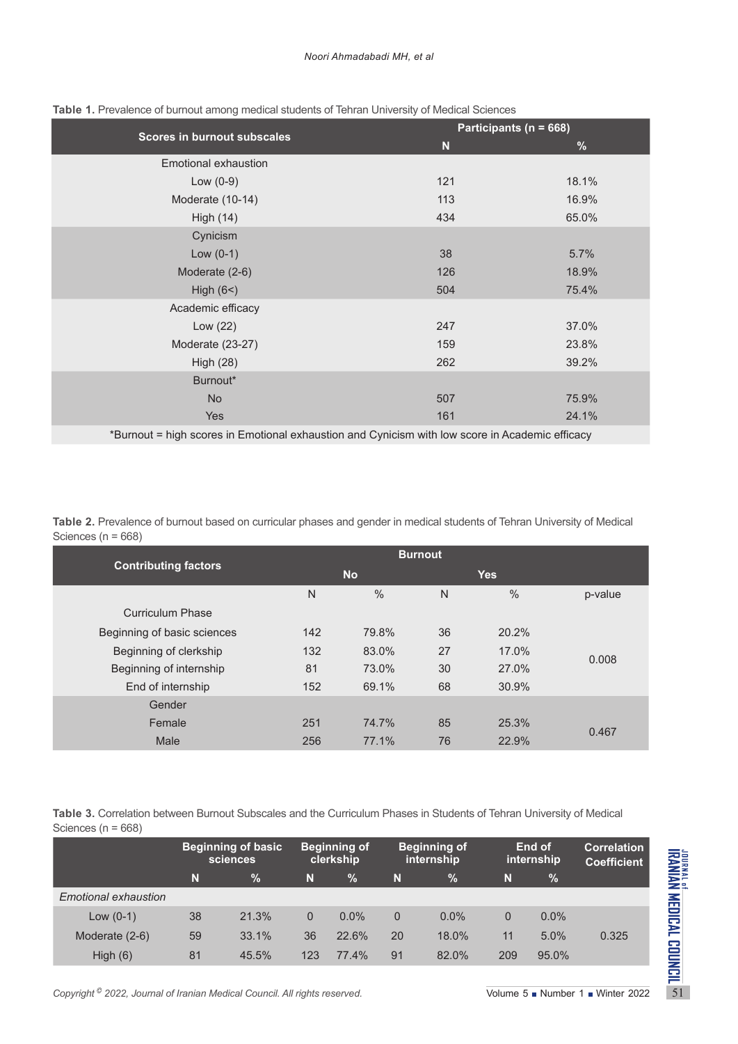**Table 1.** Prevalence of burnout among medical students of Tehran University of Medical Sciences

| Scores in burnout subscales | Participants (n = 668) | |
|---|---|---|
| | N | % |
| Emotional exhaustion | | |
| Low (0-9) | 121 | 18.1% |
| Moderate (10-14) | 113 | 16.9% |
| High (14) | 434 | 65.0% |
| Cynicism | | |
| Low (0-1) | 38 | 5.7% |
| Moderate (2-6) | 126 | 18.9% |
| High (6<) | 504 | 75.4% |
| Academic efficacy | | |
| Low (22) | 247 | 37.0% |
| Moderate (23-27) | 159 | 23.8% |
| High (28) | 262 | 39.2% |
| Burnout* | | |
| No | 507 | 75.9% |
| Yes | 161 | 24.1% |

*Burnout = high scores in Emotional exhaustion and Cynicism with low score in Academic efficacy

**Table 2.** Prevalence of burnout based on curricular phases and gender in medical students of Tehran University of Medical Sciences (n = 668)

| Contributing factors | Burnout | | | | |
|---|---|---|---|---|---|
| | No | | Yes | | |
| | N | % | N | % | p-value |
| Curriculum Phase | | | | | |
| Beginning of basic sciences | 142 | 79.8% | 36 | 20.2% | 0.008 |
| Beginning of clerkship | 132 | 83.0% | 27 | 17.0% | |
| Beginning of internship | 81 | 73.0% | 30 | 27.0% | |
| End of internship | 152 | 69.1% | 68 | 30.9% | |
| Gender | | | | | |
| Female | 251 | 74.7% | 85 | 25.3% | 0.467 |
| Male | 256 | 77.1% | 76 | 22.9% | |

**Table 3.** Correlation between Burnout Subscales and the Curriculum Phases in Students of Tehran University of Medical Sciences (n = 668)

| | Beginning of basic sciences | | Beginning of clerkship | | Beginning of internship | | End of internship | | Correlation Coefficient |
|---|---|---|---|---|---|---|---|---|---|
| | N | % | N | % | N | % | N | % | |
| *Emotional exhaustion* | | | | | | | | | |
| Low (0-1) | 38 | 21.3% | 0 | 0.0% | 0 | 0.0% | 0 | 0.0% | 0.325 |
| Moderate (2-6) | 59 | 33.1% | 36 | 22.6% | 20 | 18.0% | 11 | 5.0% | |
| High (6) | 81 | 45.5% | 123 | 77.4% | 91 | 82.0% | 209 | 95.0% | |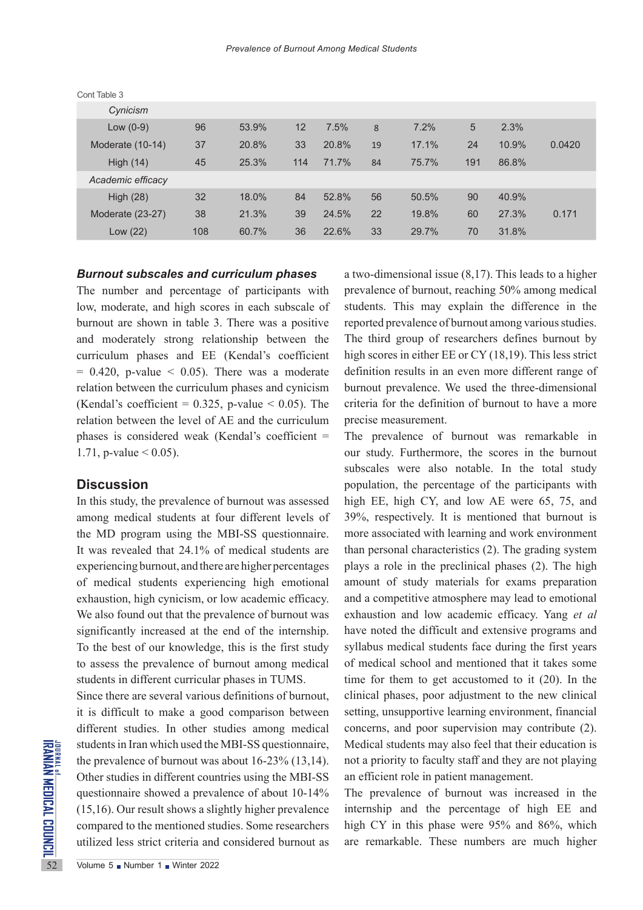Cont Table 3

| | | | | | | | | | |
|---|---|---|---|---|---|---|---|---|---|
| *Cynicism* | | | | | | | | | |
| Low (0-9) | 96 | 53.9% | 12 | 7.5% | 8 | 7.2% | 5 | 2.3% | |
| Moderate (10-14) | 37 | 20.8% | 33 | 20.8% | 19 | 17.1% | 24 | 10.9% | 0.0420 |
| High (14) | 45 | 25.3% | 114 | 71.7% | 84 | 75.7% | 191 | 86.8% | |
| *Academic efficacy* | | | | | | | | | |
| High (28) | 32 | 18.0% | 84 | 52.8% | 56 | 50.5% | 90 | 40.9% | |
| Moderate (23-27) | 38 | 21.3% | 39 | 24.5% | 22 | 19.8% | 60 | 27.3% | 0.171 |
| Low (22) | 108 | 60.7% | 36 | 22.6% | 33 | 29.7% | 70 | 31.8% | |

### *Burnout subscales and curriculum phases*

The number and percentage of participants with low, moderate, and high scores in each subscale of burnout are shown in table 3. There was a positive and moderately strong relationship between the curriculum phases and EE (Kendal's coefficient = 0.420, p-value < 0.05). There was a moderate relation between the curriculum phases and cynicism (Kendal's coefficient = 0.325, p-value < 0.05). The relation between the level of AE and the curriculum phases is considered weak (Kendal's coefficient = 1.71, p-value < 0.05).

## Discussion

In this study, the prevalence of burnout was assessed among medical students at four different levels of the MD program using the MBI-SS questionnaire. It was revealed that 24.1% of medical students are experiencing burnout, and there are higher percentages of medical students experiencing high emotional exhaustion, high cynicism, or low academic efficacy. We also found out that the prevalence of burnout was significantly increased at the end of the internship. To the best of our knowledge, this is the first study to assess the prevalence of burnout among medical students in different curricular phases in TUMS.

Since there are several various definitions of burnout, it is difficult to make a good comparison between different studies. In other studies among medical students in Iran which used the MBI-SS questionnaire, the prevalence of burnout was about 16-23% (13,14). Other studies in different countries using the MBI-SS questionnaire showed a prevalence of about 10-14% (15,16). Our result shows a slightly higher prevalence compared to the mentioned studies. Some researchers utilized less strict criteria and considered burnout as a two-dimensional issue (8,17). This leads to a higher prevalence of burnout, reaching 50% among medical students. This may explain the difference in the reported prevalence of burnout among various studies. The third group of researchers defines burnout by high scores in either EE or CY (18,19). This less strict definition results in an even more different range of burnout prevalence. We used the three-dimensional criteria for the definition of burnout to have a more precise measurement.

The prevalence of burnout was remarkable in our study. Furthermore, the scores in the burnout subscales were also notable. In the total study population, the percentage of the participants with high EE, high CY, and low AE were 65, 75, and 39%, respectively. It is mentioned that burnout is more associated with learning and work environment than personal characteristics (2). The grading system plays a role in the preclinical phases (2). The high amount of study materials for exams preparation and a competitive atmosphere may lead to emotional exhaustion and low academic efficacy. Yang *et al* have noted the difficult and extensive programs and syllabus medical students face during the first years of medical school and mentioned that it takes some time for them to get accustomed to it (20). In the clinical phases, poor adjustment to the new clinical setting, unsupportive learning environment, financial concerns, and poor supervision may contribute (2). Medical students may also feel that their education is not a priority to faculty staff and they are not playing an efficient role in patient management.

The prevalence of burnout was increased in the internship and the percentage of high EE and high CY in this phase were 95% and 86%, which are remarkable. These numbers are much higher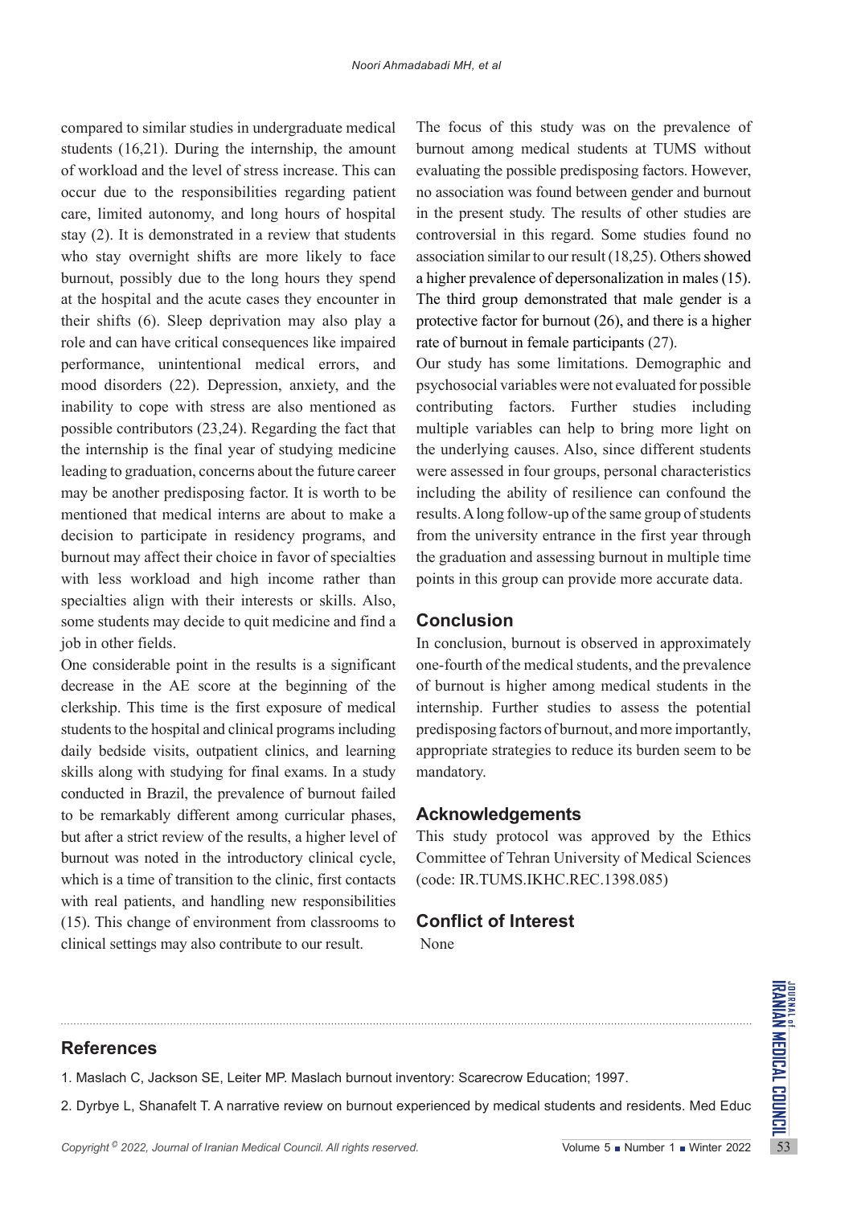compared to similar studies in undergraduate medical students (16,21). During the internship, the amount of workload and the level of stress increase. This can occur due to the responsibilities regarding patient care, limited autonomy, and long hours of hospital stay (2). It is demonstrated in a review that students who stay overnight shifts are more likely to face burnout, possibly due to the long hours they spend at the hospital and the acute cases they encounter in their shifts (6). Sleep deprivation may also play a role and can have critical consequences like impaired performance, unintentional medical errors, and mood disorders (22). Depression, anxiety, and the inability to cope with stress are also mentioned as possible contributors (23,24). Regarding the fact that the internship is the final year of studying medicine leading to graduation, concerns about the future career may be another predisposing factor. It is worth to be mentioned that medical interns are about to make a decision to participate in residency programs, and burnout may affect their choice in favor of specialties with less workload and high income rather than specialties align with their interests or skills. Also, some students may decide to quit medicine and find a job in other fields.

One considerable point in the results is a significant decrease in the AE score at the beginning of the clerkship. This time is the first exposure of medical students to the hospital and clinical programs including daily bedside visits, outpatient clinics, and learning skills along with studying for final exams. In a study conducted in Brazil, the prevalence of burnout failed to be remarkably different among curricular phases, but after a strict review of the results, a higher level of burnout was noted in the introductory clinical cycle, which is a time of transition to the clinic, first contacts with real patients, and handling new responsibilities (15). This change of environment from classrooms to clinical settings may also contribute to our result.

The focus of this study was on the prevalence of burnout among medical students at TUMS without evaluating the possible predisposing factors. However, no association was found between gender and burnout in the present study. The results of other studies are controversial in this regard. Some studies found no association similar to our result (18,25). Others showed a higher prevalence of depersonalization in males (15). The third group demonstrated that male gender is a protective factor for burnout (26), and there is a higher rate of burnout in female participants (27).

Our study has some limitations. Demographic and psychosocial variables were not evaluated for possible contributing factors. Further studies including multiple variables can help to bring more light on the underlying causes. Also, since different students were assessed in four groups, personal characteristics including the ability of resilience can confound the results. A long follow-up of the same group of students from the university entrance in the first year through the graduation and assessing burnout in multiple time points in this group can provide more accurate data.

## Conclusion

In conclusion, burnout is observed in approximately one-fourth of the medical students, and the prevalence of burnout is higher among medical students in the internship. Further studies to assess the potential predisposing factors of burnout, and more importantly, appropriate strategies to reduce its burden seem to be mandatory.

## Acknowledgements

This study protocol was approved by the Ethics Committee of Tehran University of Medical Sciences (code: IR.TUMS.IKHC.REC.1398.085)

## Conflict of Interest

None

## References

1. Maslach C, Jackson SE, Leiter MP. Maslach burnout inventory: Scarecrow Education; 1997.
2. Dyrbye L, Shanafelt T. A narrative review on burnout experienced by medical students and residents. Med Educ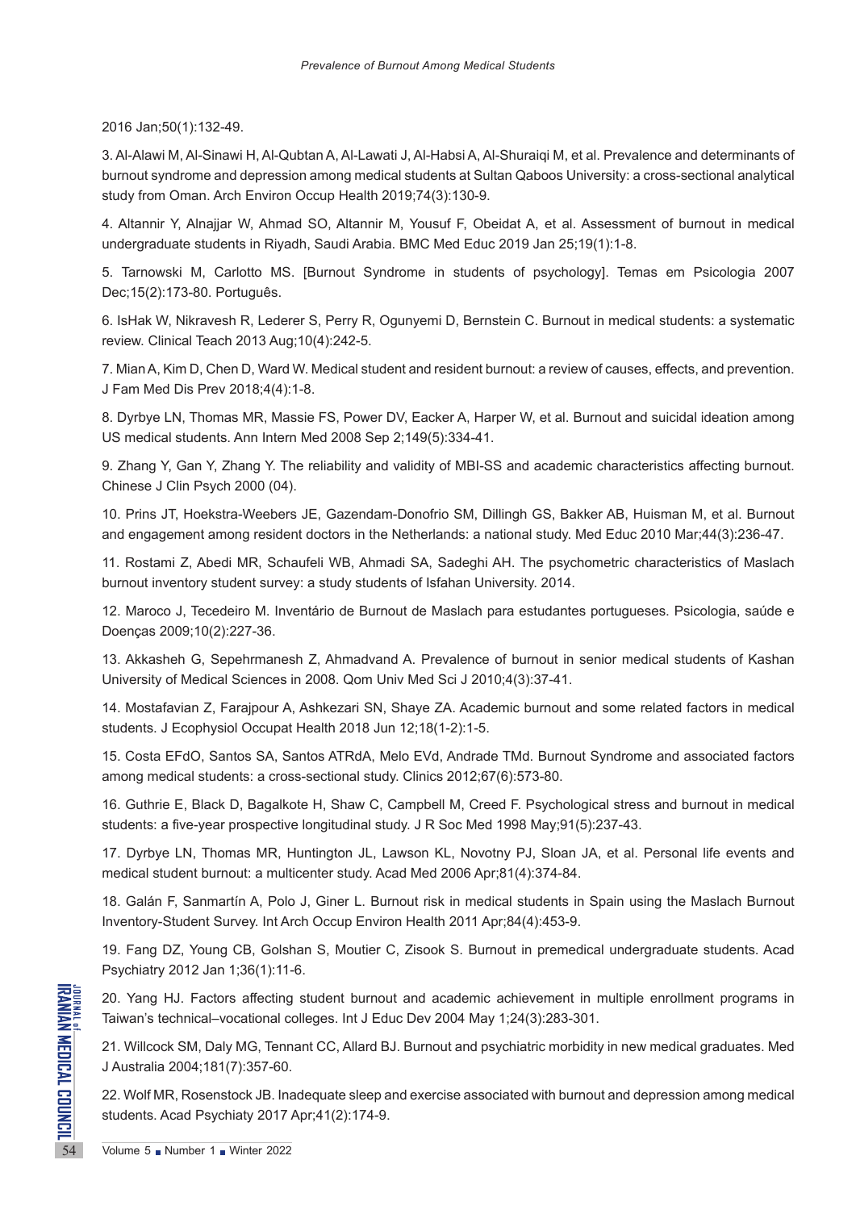2016 Jan;50(1):132-49.

3. Al-Alawi M, Al-Sinawi H, Al-Qubtan A, Al-Lawati J, Al-Habsi A, Al-Shuraiqi M, et al. Prevalence and determinants of burnout syndrome and depression among medical students at Sultan Qaboos University: a cross-sectional analytical study from Oman. Arch Environ Occup Health 2019;74(3):130-9.

4. Altannir Y, Alnajjar W, Ahmad SO, Altannir M, Yousuf F, Obeidat A, et al. Assessment of burnout in medical undergraduate students in Riyadh, Saudi Arabia. BMC Med Educ 2019 Jan 25;19(1):1-8.

5. Tarnowski M, Carlotto MS. [Burnout Syndrome in students of psychology]. Temas em Psicologia 2007 Dec;15(2):173-80. Português.

6. IsHak W, Nikravesh R, Lederer S, Perry R, Ogunyemi D, Bernstein C. Burnout in medical students: a systematic review. Clinical Teach 2013 Aug;10(4):242-5.

7. Mian A, Kim D, Chen D, Ward W. Medical student and resident burnout: a review of causes, effects, and prevention. J Fam Med Dis Prev 2018;4(4):1-8.

8. Dyrbye LN, Thomas MR, Massie FS, Power DV, Eacker A, Harper W, et al. Burnout and suicidal ideation among US medical students. Ann Intern Med 2008 Sep 2;149(5):334-41.

9. Zhang Y, Gan Y, Zhang Y. The reliability and validity of MBI-SS and academic characteristics affecting burnout. Chinese J Clin Psych 2000 (04).

10. Prins JT, Hoekstra-Weebers JE, Gazendam-Donofrio SM, Dillingh GS, Bakker AB, Huisman M, et al. Burnout and engagement among resident doctors in the Netherlands: a national study. Med Educ 2010 Mar;44(3):236-47.

11. Rostami Z, Abedi MR, Schaufeli WB, Ahmadi SA, Sadeghi AH. The psychometric characteristics of Maslach burnout inventory student survey: a study students of Isfahan University. 2014.

12. Maroco J, Tecedeiro M. Inventário de Burnout de Maslach para estudantes portugueses. Psicologia, saúde e Doenças 2009;10(2):227-36.

13. Akkasheh G, Sepehrmanesh Z, Ahmadvand A. Prevalence of burnout in senior medical students of Kashan University of Medical Sciences in 2008. Qom Univ Med Sci J 2010;4(3):37-41.

14. Mostafavian Z, Farajpour A, Ashkezari SN, Shaye ZA. Academic burnout and some related factors in medical students. J Ecophysiol Occupat Health 2018 Jun 12;18(1-2):1-5.

15. Costa EFdO, Santos SA, Santos ATRdA, Melo EVd, Andrade TMd. Burnout Syndrome and associated factors among medical students: a cross-sectional study. Clinics 2012;67(6):573-80.

16. Guthrie E, Black D, Bagalkote H, Shaw C, Campbell M, Creed F. Psychological stress and burnout in medical students: a five-year prospective longitudinal study. J R Soc Med 1998 May;91(5):237-43.

17. Dyrbye LN, Thomas MR, Huntington JL, Lawson KL, Novotny PJ, Sloan JA, et al. Personal life events and medical student burnout: a multicenter study. Acad Med 2006 Apr;81(4):374-84.

18. Galán F, Sanmartín A, Polo J, Giner L. Burnout risk in medical students in Spain using the Maslach Burnout Inventory-Student Survey. Int Arch Occup Environ Health 2011 Apr;84(4):453-9.

19. Fang DZ, Young CB, Golshan S, Moutier C, Zisook S. Burnout in premedical undergraduate students. Acad Psychiatry 2012 Jan 1;36(1):11-6.

20. Yang HJ. Factors affecting student burnout and academic achievement in multiple enrollment programs in Taiwan's technical–vocational colleges. Int J Educ Dev 2004 May 1;24(3):283-301.

21. Willcock SM, Daly MG, Tennant CC, Allard BJ. Burnout and psychiatric morbidity in new medical graduates. Med J Australia 2004;181(7):357-60.

22. Wolf MR, Rosenstock JB. Inadequate sleep and exercise associated with burnout and depression among medical students. Acad Psychiaty 2017 Apr;41(2):174-9.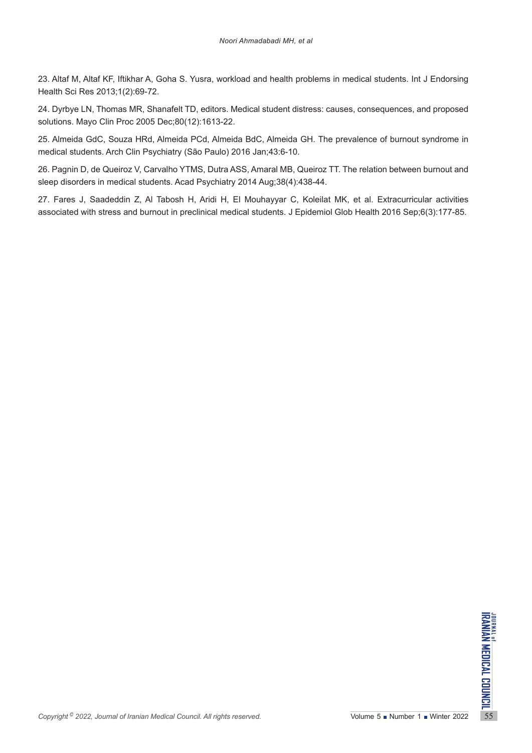23. Altaf M, Altaf KF, Iftikhar A, Goha S. Yusra, workload and health problems in medical students. Int J Endorsing Health Sci Res 2013;1(2):69-72.

24. Dyrbye LN, Thomas MR, Shanafelt TD, editors. Medical student distress: causes, consequences, and proposed solutions. Mayo Clin Proc 2005 Dec;80(12):1613-22.

25. Almeida GdC, Souza HRd, Almeida PCd, Almeida BdC, Almeida GH. The prevalence of burnout syndrome in medical students. Arch Clin Psychiatry (São Paulo) 2016 Jan;43:6-10.

26. Pagnin D, de Queiroz V, Carvalho YTMS, Dutra ASS, Amaral MB, Queiroz TT. The relation between burnout and sleep disorders in medical students. Acad Psychiatry 2014 Aug;38(4):438-44.

27. Fares J, Saadeddin Z, Al Tabosh H, Aridi H, El Mouhayyar C, Koleilat MK, et al. Extracurricular activities associated with stress and burnout in preclinical medical students. J Epidemiol Glob Health 2016 Sep;6(3):177-85.